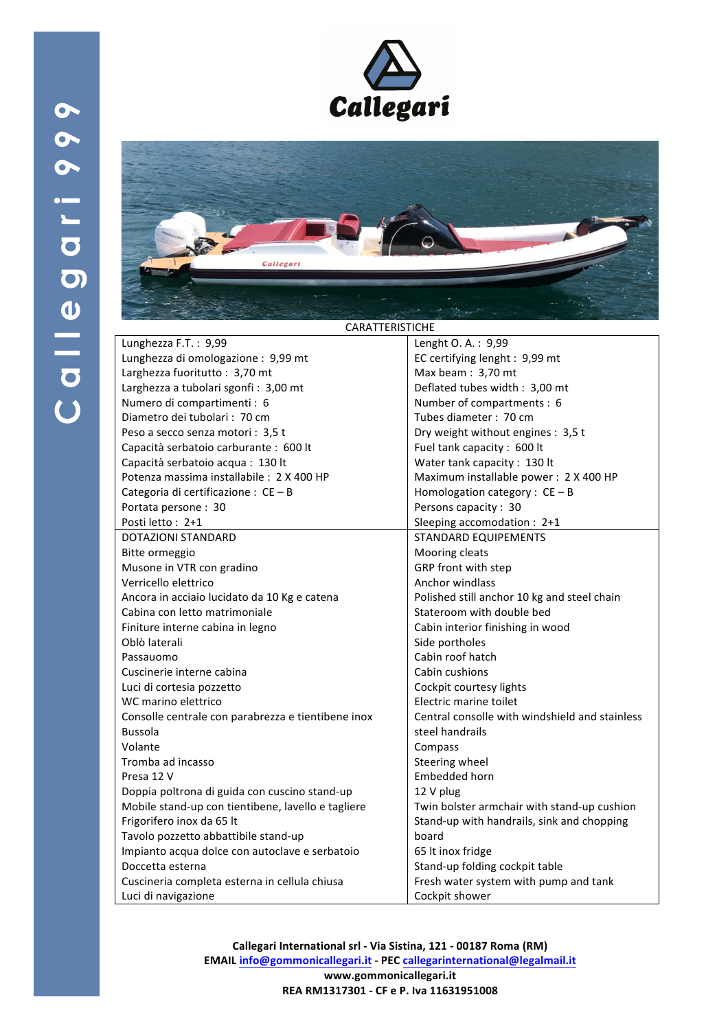# Callegari 999

Callegari

CARATTERISTICHE

| Italiano | English |
|---|---|
| Lunghezza F.T. : 9,99 | Lenght O. A. : 9,99 |
| Lunghezza di omologazione : 9,99 mt | EC certifying lenght : 9,99 mt |
| Larghezza fuoritutto : 3,70 mt | Max beam : 3,70 mt |
| Larghezza a tubolari sgonfi : 3,00 mt | Deflated tubes width : 3,00 mt |
| Numero di compartimenti : 6 | Number of compartments : 6 |
| Diametro dei tubolari : 70 cm | Tubes diameter : 70 cm |
| Peso a secco senza motori : 3,5 t | Dry weight without engines : 3,5 t |
| Capacità serbatoio carburante : 600 lt | Fuel tank capacity : 600 lt |
| Capacità serbatoio acqua : 130 lt | Water tank capacity : 130 lt |
| Potenza massima installabile : 2 X 400 HP | Maximum installabe power : 2 X 400 HP |
| Categoria di certificazione : CE – B | Homologation category : CE – B |
| Portata persone : 30 | Persons capacity : 30 |
| Posti letto : 2+1 | Sleeping accomodation : 2+1 |
| DOTAZIONI STANDARD | STANDARD EQUIPEMENTS |
| Bitte ormeggio | Mooring cleats |
| Musone in VTR con gradino | GRP front with step |
| Verricello elettrico | Anchor windlass |
| Ancora in acciaio lucidato da 10 Kg e catena | Polished still anchor 10 kg and steel chain |
| Cabina con letto matrimoniale | Stateroom with double bed |
| Finiture interne cabina in legno | Cabin interior finishing in wood |
| Oblò laterali | Side portholes |
| Passauomo | Cabin roof hatch |
| Cuscinerie interne cabina | Cabin cushions |
| Luci di cortesia pozzetto | Cockpit courtesy lights |
| WC marino elettrico | Electric marine toilet |
| Consolle centrale con parabrezza e tientibene inox | Central consolle with windshield and stainless steel handrails |
| Bussola | Compass |
| Volante | Steering wheel |
| Tromba ad incasso | Embedded horn |
| Presa 12 V | 12 V plug |
| Doppia poltrona di guida con cuscino stand-up | Twin bolster armchair with stand-up cushion |
| Mobile stand-up con tientibene, lavello e tagliere | Stand-up with handrails, sink and chopping board |
| Frigorifero inox da 65 lt | 65 lt inox fridge |
| Tavolo pozzetto abbattibile stand-up | Stand-up folding cockpit table |
| Impianto acqua dolce con autoclave e serbatoio | Fresh water system with pump and tank |
| Doccetta esterna | Cockpit shower |
| Cuscineria completa esterna in cellula chiusa | |
| Luci di navigazione | |

**Callegari International srl - Via Sistina, 121 - 00187 Roma (RM)**
**EMAIL info@gommonicallegari.it - PEC callegarinternational@legalmail.it**
**www.gommonicallegari.it**
**REA RM1317301 - CF e P. Iva 11631951008**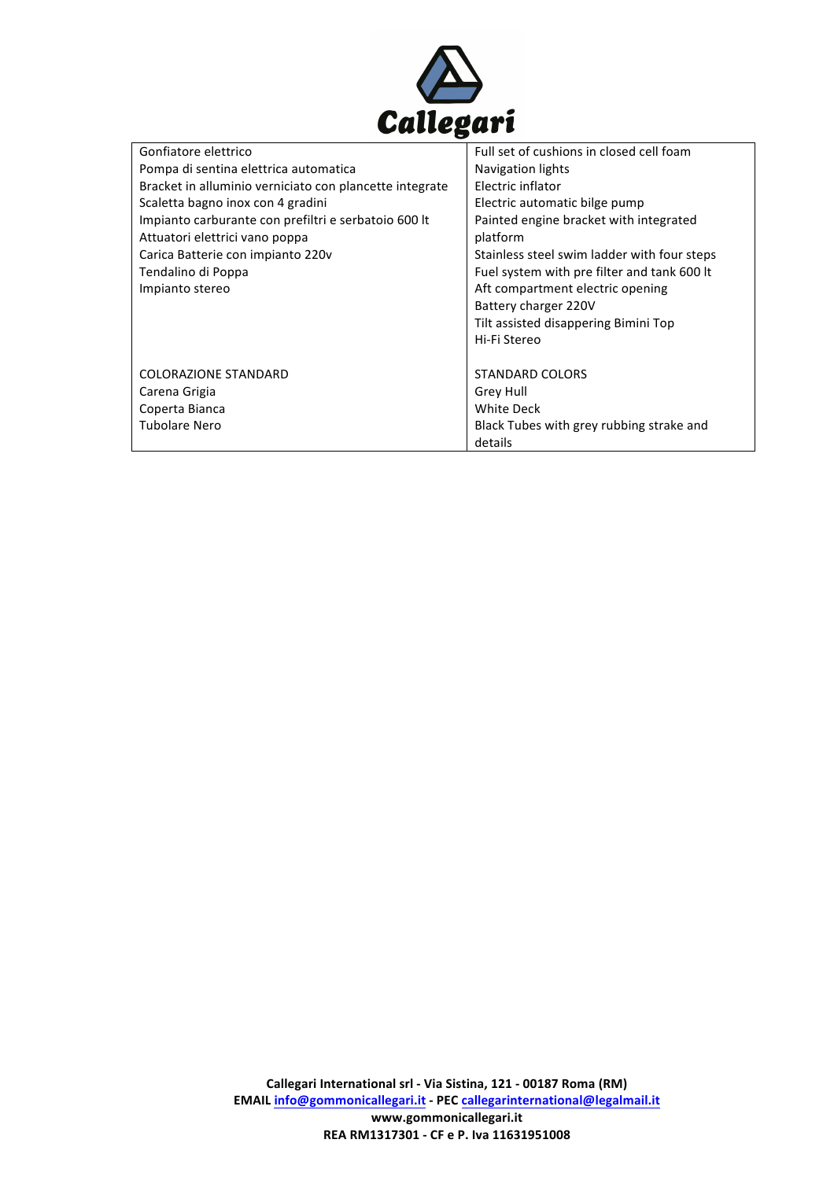| | |
|---|---|
| Gonfiatore elettrico<br>Pompa di sentina elettrica automatica<br>Bracket in alluminio verniciato con plancette integrate<br>Scaletta bagno inox con 4 gradini<br>Impianto carburante con prefiltri e serbatoio 600 lt<br>Attuatori elettrici vano poppa<br>Carica Batterie con impianto 220v<br>Tendalino di Poppa<br>Impianto stereo | Full set of cushions in closed cell foam<br>Navigation lights<br>Electric inflator<br>Electric automatic bilge pump<br>Painted engine bracket with integrated platform<br>Stainless steel swim ladder with four steps<br>Fuel system with pre filter and tank 600 lt<br>Aft compartment electric opening<br>Battery charger 220V<br>Tilt assisted disappering Bimini Top<br>Hi-Fi Stereo |
| COLORAZIONE STANDARD<br>Carena Grigia<br>Coperta Bianca<br>Tubolare Nero | STANDARD COLORS<br>Grey Hull<br>White Deck<br>Black Tubes with grey rubbing strake and details |